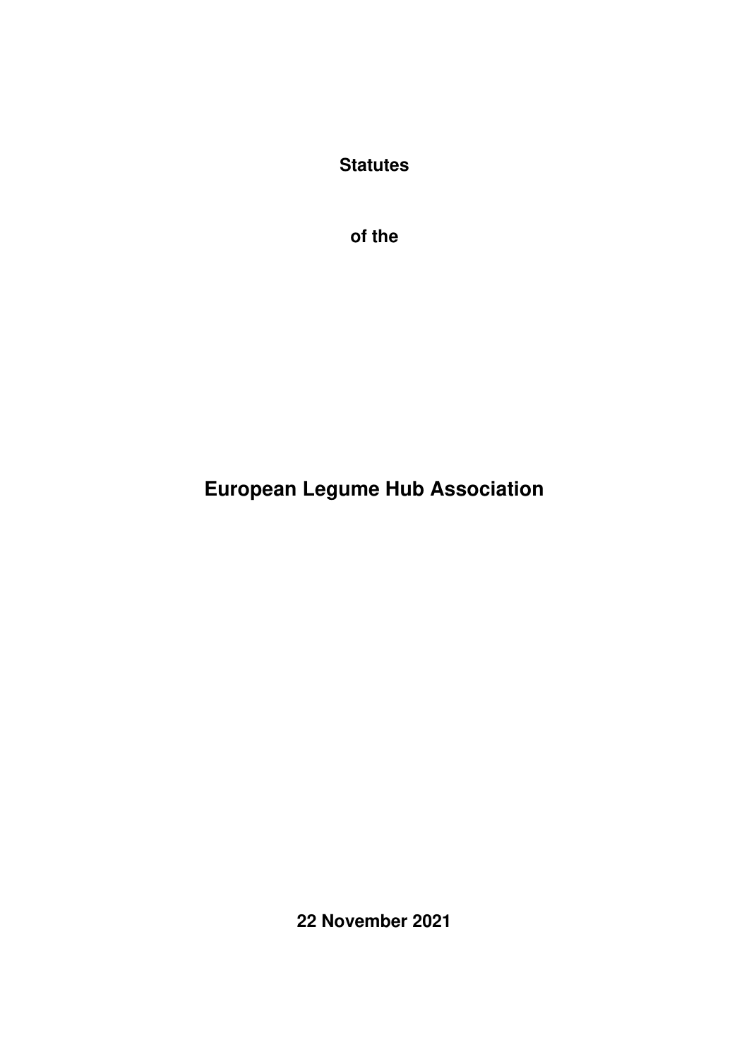**Statutes**

**of the**

# European Legume Hub Association

**22 November 2021**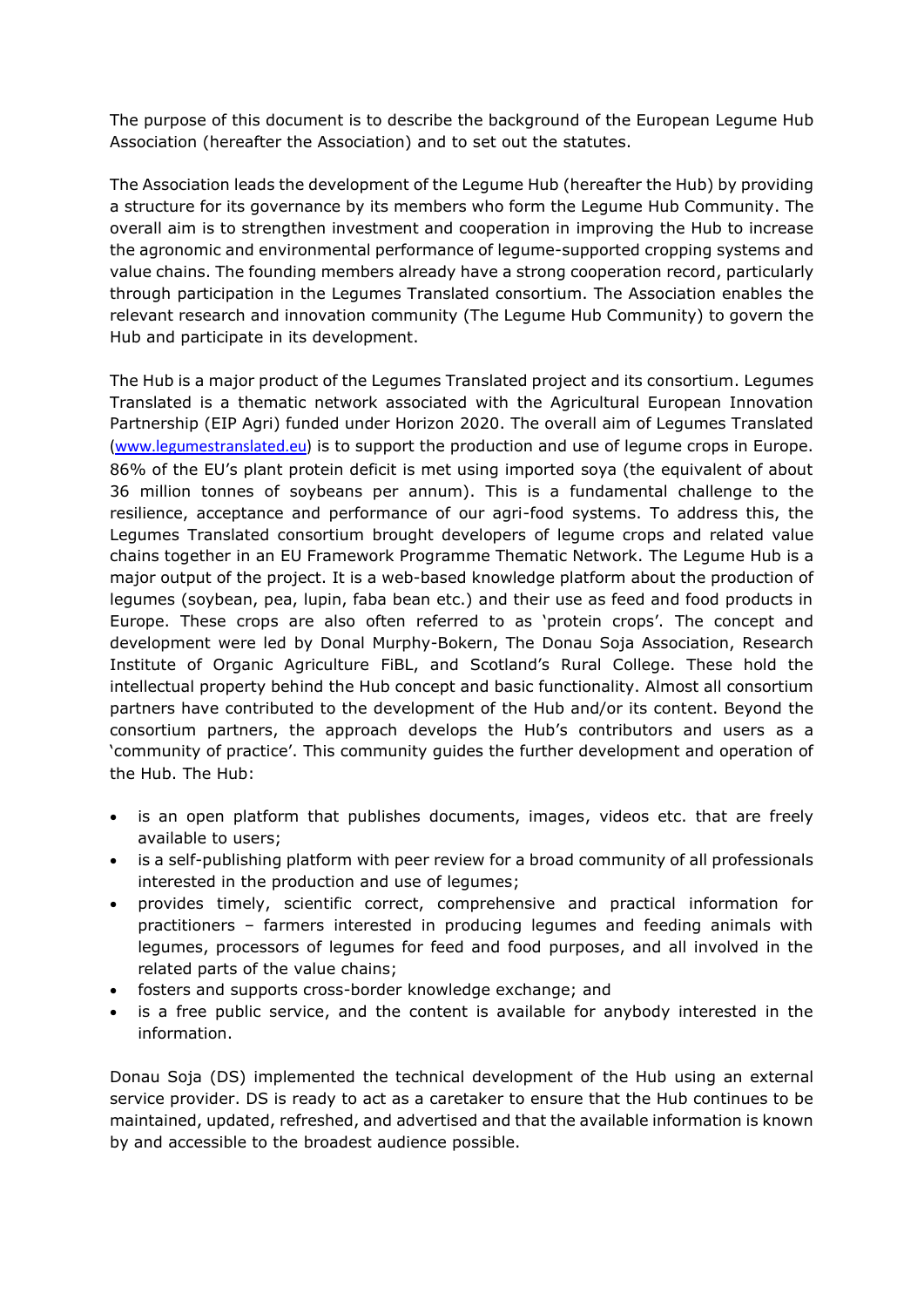The purpose of this document is to describe the background of the European Legume Hub Association (hereafter the Association) and to set out the statutes.

The Association leads the development of the Legume Hub (hereafter the Hub) by providing a structure for its governance by its members who form the Legume Hub Community. The overall aim is to strengthen investment and cooperation in improving the Hub to increase the agronomic and environmental performance of legume-supported cropping systems and value chains. The founding members already have a strong cooperation record, particularly through participation in the Legumes Translated consortium. The Association enables the relevant research and innovation community (The Legume Hub Community) to govern the Hub and participate in its development.

The Hub is a major product of the Legumes Translated project and its consortium. Legumes Translated is a thematic network associated with the Agricultural European Innovation Partnership (EIP Agri) funded under Horizon 2020. The overall aim of Legumes Translated (www.legumestranslated.eu) is to support the production and use of legume crops in Europe. 86% of the EU's plant protein deficit is met using imported soya (the equivalent of about 36 million tonnes of soybeans per annum). This is a fundamental challenge to the resilience, acceptance and performance of our agri-food systems. To address this, the Legumes Translated consortium brought developers of legume crops and related value chains together in an EU Framework Programme Thematic Network. The Legume Hub is a major output of the project. It is a web-based knowledge platform about the production of legumes (soybean, pea, lupin, faba bean etc.) and their use as feed and food products in Europe. These crops are also often referred to as 'protein crops'. The concept and development were led by Donal Murphy-Bokern, The Donau Soja Association, Research Institute of Organic Agriculture FiBL, and Scotland's Rural College. These hold the intellectual property behind the Hub concept and basic functionality. Almost all consortium partners have contributed to the development of the Hub and/or its content. Beyond the consortium partners, the approach develops the Hub's contributors and users as a 'community of practice'. This community guides the further development and operation of the Hub. The Hub:

- is an open platform that publishes documents, images, videos etc. that are freely available to users;
- is a self-publishing platform with peer review for a broad community of all professionals interested in the production and use of legumes;
- provides timely, scientific correct, comprehensive and practical information for practitioners – farmers interested in producing legumes and feeding animals with legumes, processors of legumes for feed and food purposes, and all involved in the related parts of the value chains;
- fosters and supports cross-border knowledge exchange; and
- is a free public service, and the content is available for anybody interested in the information.

Donau Soja (DS) implemented the technical development of the Hub using an external service provider. DS is ready to act as a caretaker to ensure that the Hub continues to be maintained, updated, refreshed, and advertised and that the available information is known by and accessible to the broadest audience possible.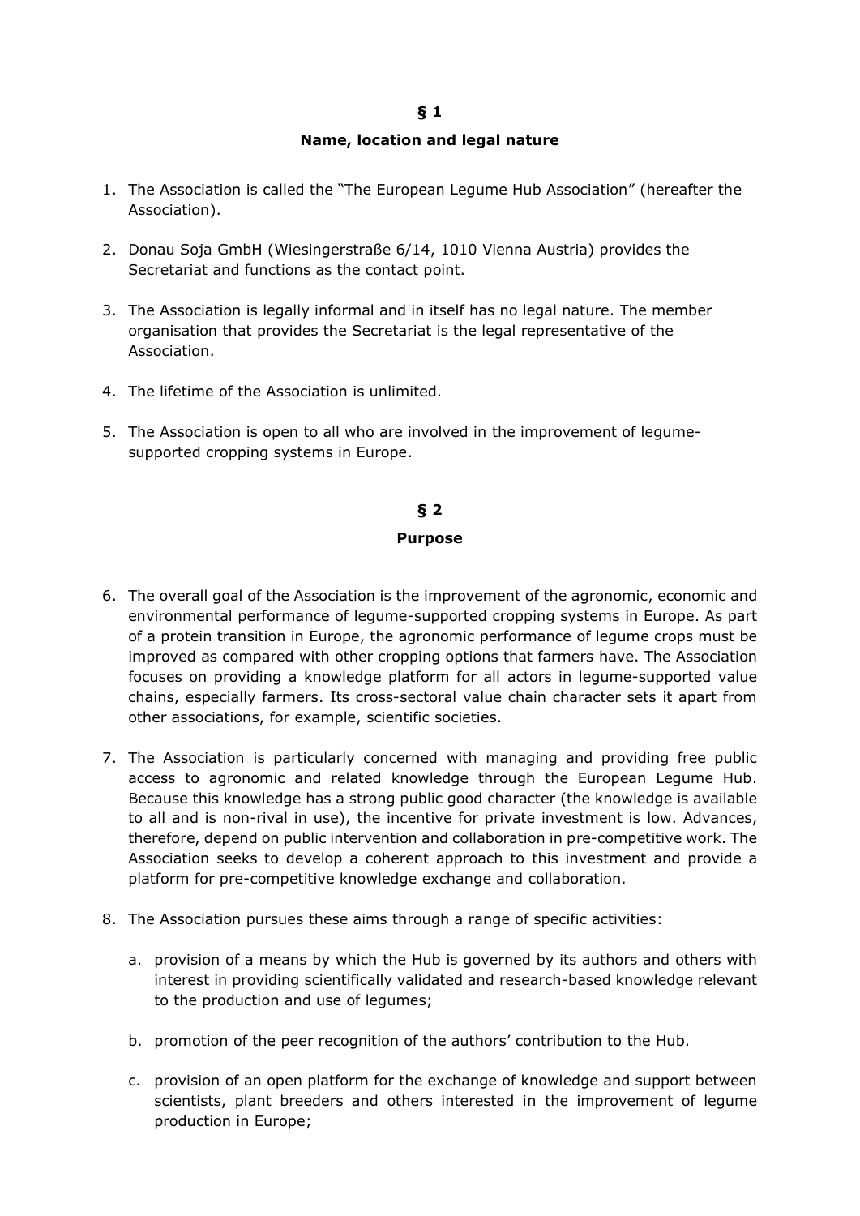## § 1

### Name, location and legal nature

1. The Association is called the "The European Legume Hub Association" (hereafter the Association).

2. Donau Soja GmbH (Wiesingerstraße 6/14, 1010 Vienna Austria) provides the Secretariat and functions as the contact point.

3. The Association is legally informal and in itself has no legal nature. The member organisation that provides the Secretariat is the legal representative of the Association.

4. The lifetime of the Association is unlimited.

5. The Association is open to all who are involved in the improvement of legume-supported cropping systems in Europe.

## § 2

### Purpose

6. The overall goal of the Association is the improvement of the agronomic, economic and environmental performance of legume-supported cropping systems in Europe. As part of a protein transition in Europe, the agronomic performance of legume crops must be improved as compared with other cropping options that farmers have. The Association focuses on providing a knowledge platform for all actors in legume-supported value chains, especially farmers. Its cross-sectoral value chain character sets it apart from other associations, for example, scientific societies.

7. The Association is particularly concerned with managing and providing free public access to agronomic and related knowledge through the European Legume Hub. Because this knowledge has a strong public good character (the knowledge is available to all and is non-rival in use), the incentive for private investment is low. Advances, therefore, depend on public intervention and collaboration in pre-competitive work. The Association seeks to develop a coherent approach to this investment and provide a platform for pre-competitive knowledge exchange and collaboration.

8. The Association pursues these aims through a range of specific activities:

   a. provision of a means by which the Hub is governed by its authors and others with interest in providing scientifically validated and research-based knowledge relevant to the production and use of legumes;

   b. promotion of the peer recognition of the authors' contribution to the Hub.

   c. provision of an open platform for the exchange of knowledge and support between scientists, plant breeders and others interested in the improvement of legume production in Europe;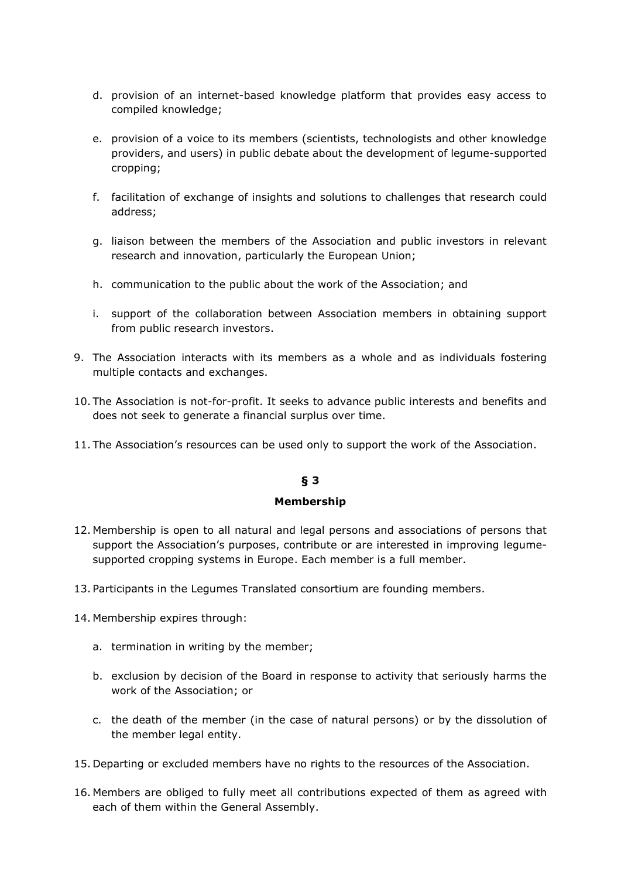d. provision of an internet-based knowledge platform that provides easy access to compiled knowledge;

e. provision of a voice to its members (scientists, technologists and other knowledge providers, and users) in public debate about the development of legume-supported cropping;

f. facilitation of exchange of insights and solutions to challenges that research could address;

g. liaison between the members of the Association and public investors in relevant research and innovation, particularly the European Union;

h. communication to the public about the work of the Association; and

i. support of the collaboration between Association members in obtaining support from public research investors.

9. The Association interacts with its members as a whole and as individuals fostering multiple contacts and exchanges.

10. The Association is not-for-profit. It seeks to advance public interests and benefits and does not seek to generate a financial surplus over time.

11. The Association's resources can be used only to support the work of the Association.

## § 3

## Membership

12. Membership is open to all natural and legal persons and associations of persons that support the Association's purposes, contribute or are interested in improving legume-supported cropping systems in Europe. Each member is a full member.

13. Participants in the Legumes Translated consortium are founding members.

14. Membership expires through:

    a. termination in writing by the member;

    b. exclusion by decision of the Board in response to activity that seriously harms the work of the Association; or

    c. the death of the member (in the case of natural persons) or by the dissolution of the member legal entity.

15. Departing or excluded members have no rights to the resources of the Association.

16. Members are obliged to fully meet all contributions expected of them as agreed with each of them within the General Assembly.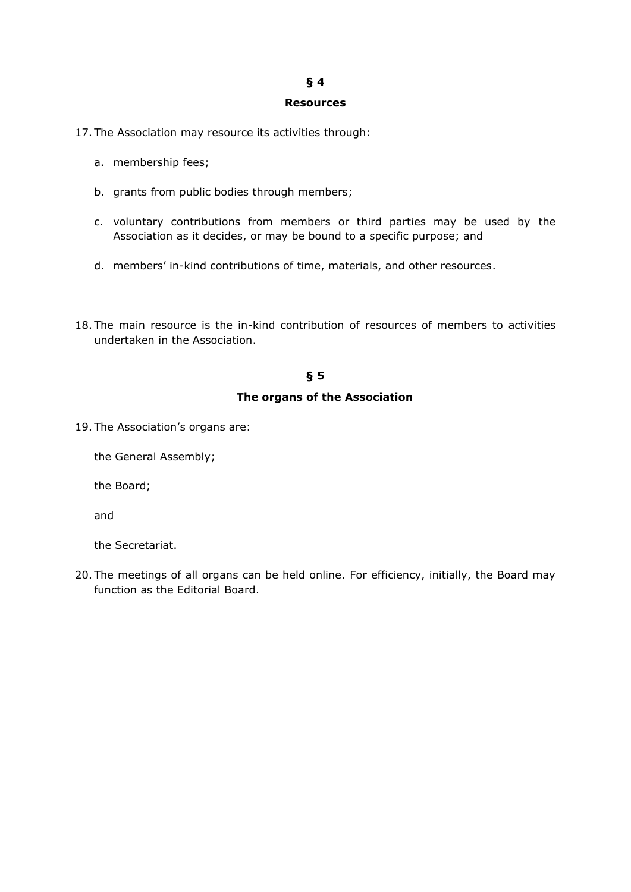## § 4

## Resources

17. The Association may resource its activities through:

    a. membership fees;

    b. grants from public bodies through members;

    c. voluntary contributions from members or third parties may be used by the Association as it decides, or may be bound to a specific purpose; and

    d. members' in-kind contributions of time, materials, and other resources.

18. The main resource is the in-kind contribution of resources of members to activities undertaken in the Association.

## § 5

## The organs of the Association

19. The Association's organs are:

    the General Assembly;

    the Board;

    and

    the Secretariat.

20. The meetings of all organs can be held online. For efficiency, initially, the Board may function as the Editorial Board.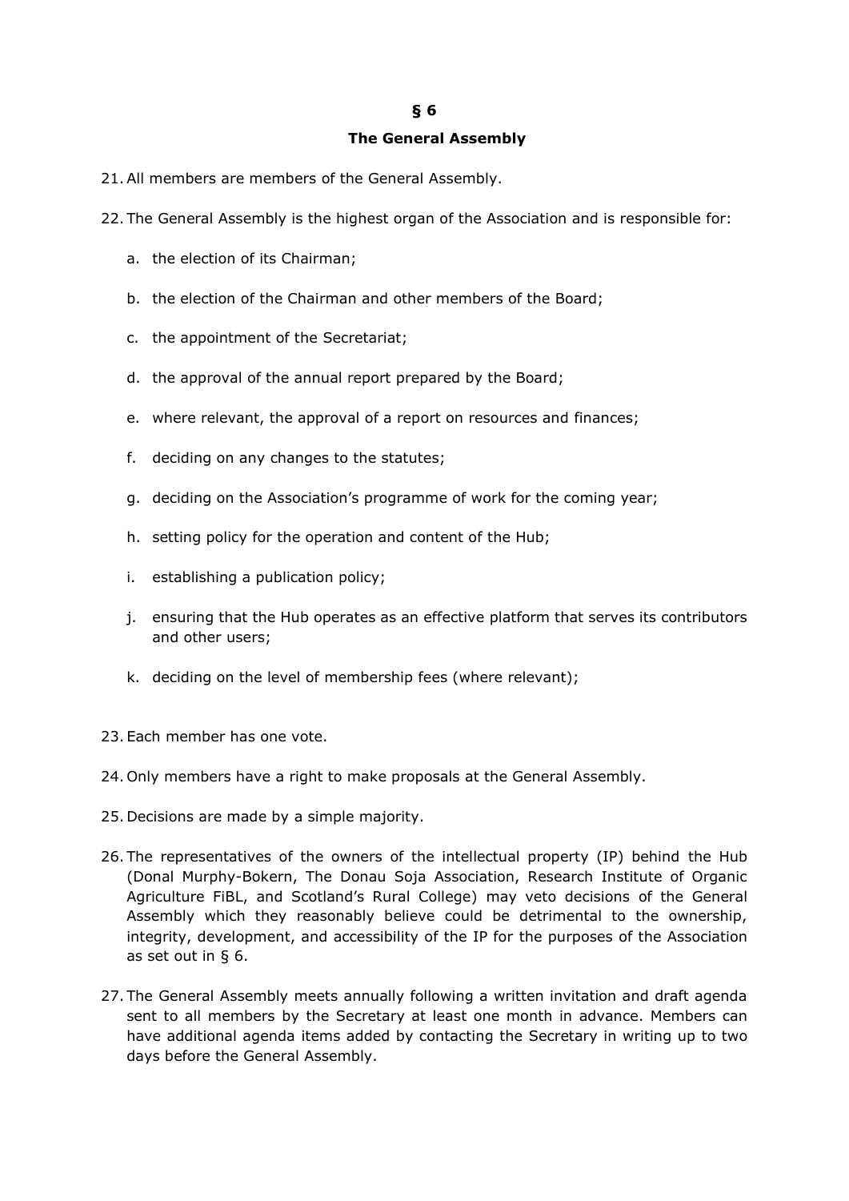## § 6

## The General Assembly

21. All members are members of the General Assembly.

22. The General Assembly is the highest organ of the Association and is responsible for:

    a. the election of its Chairman;

    b. the election of the Chairman and other members of the Board;

    c. the appointment of the Secretariat;

    d. the approval of the annual report prepared by the Board;

    e. where relevant, the approval of a report on resources and finances;

    f. deciding on any changes to the statutes;

    g. deciding on the Association's programme of work for the coming year;

    h. setting policy for the operation and content of the Hub;

    i. establishing a publication policy;

    j. ensuring that the Hub operates as an effective platform that serves its contributors and other users;

    k. deciding on the level of membership fees (where relevant);

23. Each member has one vote.

24. Only members have a right to make proposals at the General Assembly.

25. Decisions are made by a simple majority.

26. The representatives of the owners of the intellectual property (IP) behind the Hub (Donal Murphy-Bokern, The Donau Soja Association, Research Institute of Organic Agriculture FiBL, and Scotland's Rural College) may veto decisions of the General Assembly which they reasonably believe could be detrimental to the ownership, integrity, development, and accessibility of the IP for the purposes of the Association as set out in § 6.

27. The General Assembly meets annually following a written invitation and draft agenda sent to all members by the Secretary at least one month in advance. Members can have additional agenda items added by contacting the Secretary in writing up to two days before the General Assembly.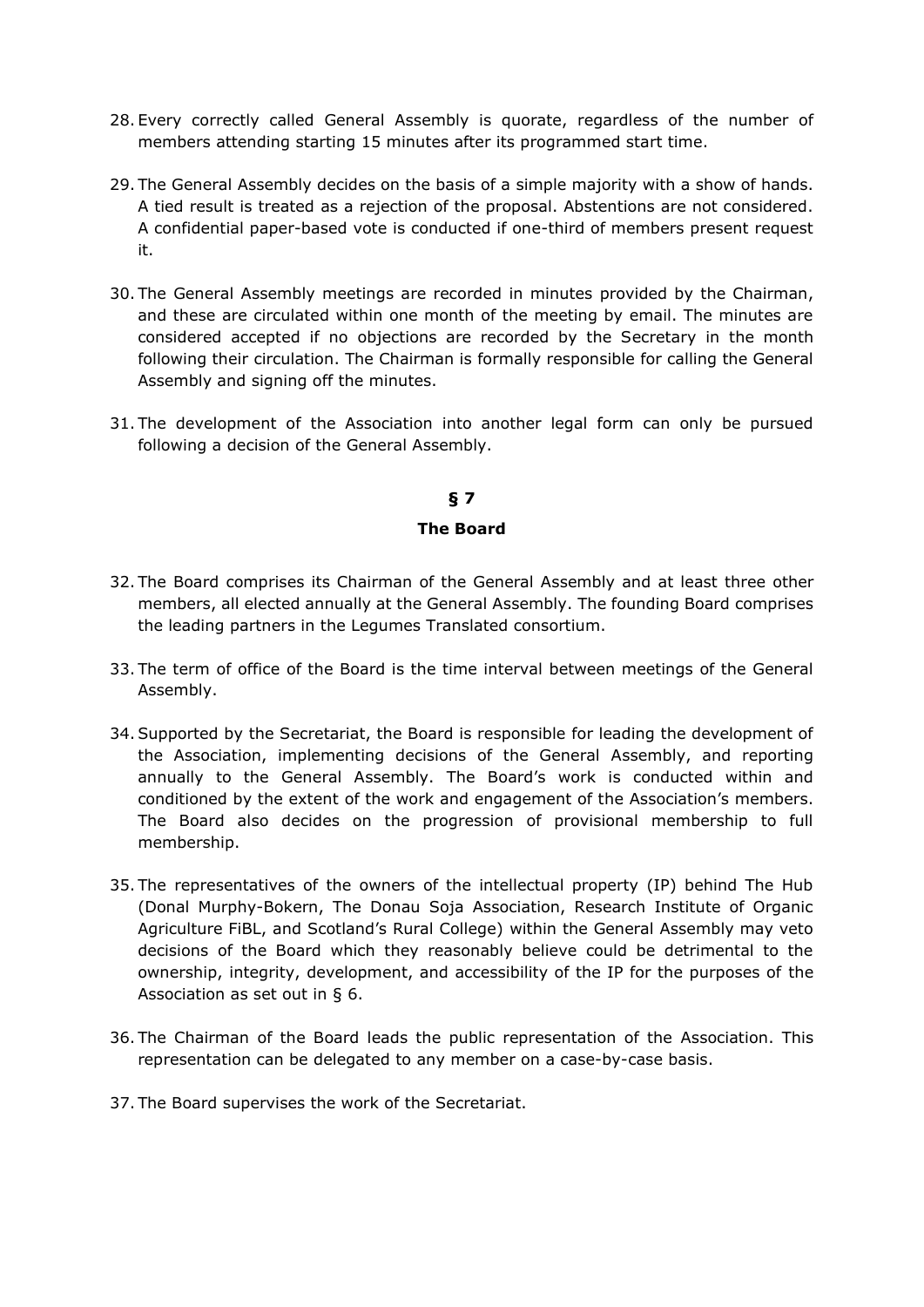28. Every correctly called General Assembly is quorate, regardless of the number of members attending starting 15 minutes after its programmed start time.

29. The General Assembly decides on the basis of a simple majority with a show of hands. A tied result is treated as a rejection of the proposal. Abstentions are not considered. A confidential paper-based vote is conducted if one-third of members present request it.

30. The General Assembly meetings are recorded in minutes provided by the Chairman, and these are circulated within one month of the meeting by email. The minutes are considered accepted if no objections are recorded by the Secretary in the month following their circulation. The Chairman is formally responsible for calling the General Assembly and signing off the minutes.

31. The development of the Association into another legal form can only be pursued following a decision of the General Assembly.

## § 7

## The Board

32. The Board comprises its Chairman of the General Assembly and at least three other members, all elected annually at the General Assembly. The founding Board comprises the leading partners in the Legumes Translated consortium.

33. The term of office of the Board is the time interval between meetings of the General Assembly.

34. Supported by the Secretariat, the Board is responsible for leading the development of the Association, implementing decisions of the General Assembly, and reporting annually to the General Assembly. The Board's work is conducted within and conditioned by the extent of the work and engagement of the Association's members. The Board also decides on the progression of provisional membership to full membership.

35. The representatives of the owners of the intellectual property (IP) behind The Hub (Donal Murphy-Bokern, The Donau Soja Association, Research Institute of Organic Agriculture FiBL, and Scotland's Rural College) within the General Assembly may veto decisions of the Board which they reasonably believe could be detrimental to the ownership, integrity, development, and accessibility of the IP for the purposes of the Association as set out in § 6.

36. The Chairman of the Board leads the public representation of the Association. This representation can be delegated to any member on a case-by-case basis.

37. The Board supervises the work of the Secretariat.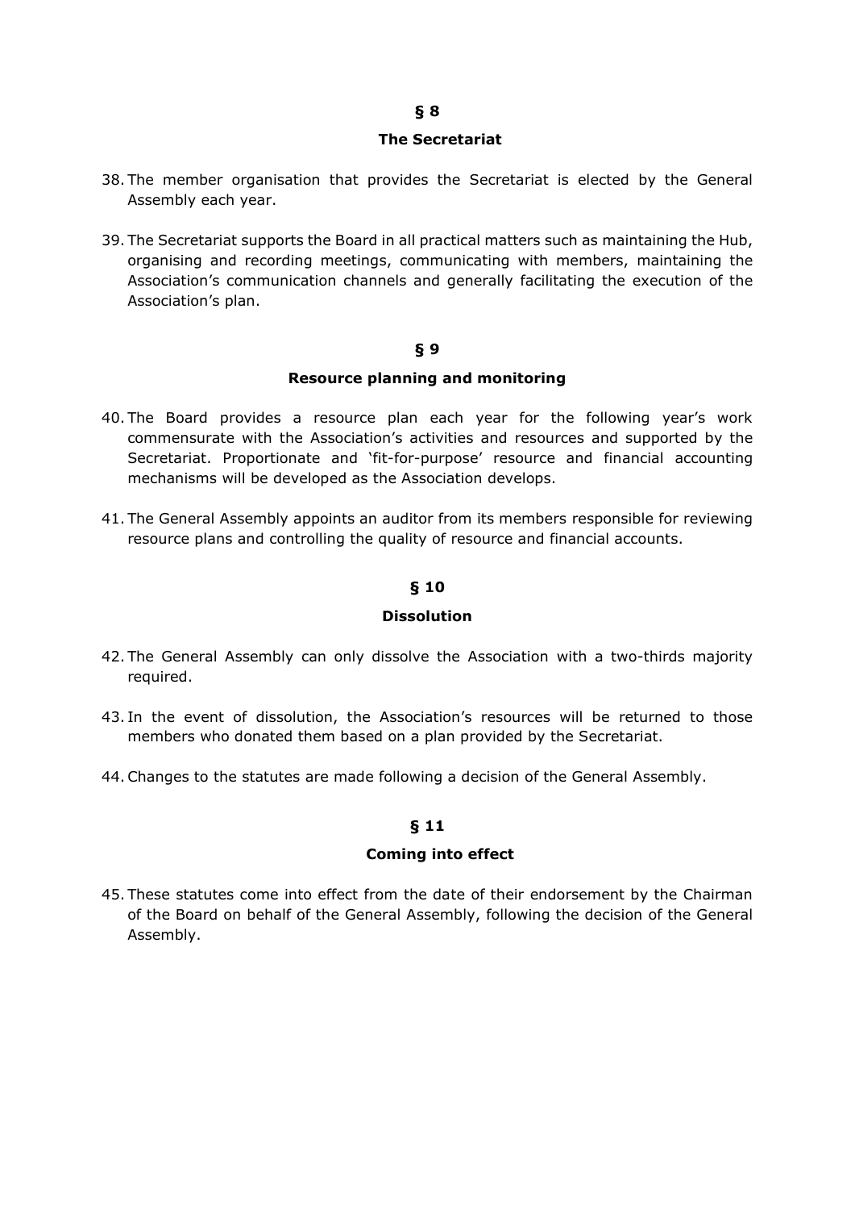## § 8

## The Secretariat

38. The member organisation that provides the Secretariat is elected by the General Assembly each year.

39. The Secretariat supports the Board in all practical matters such as maintaining the Hub, organising and recording meetings, communicating with members, maintaining the Association's communication channels and generally facilitating the execution of the Association's plan.

## § 9

## Resource planning and monitoring

40. The Board provides a resource plan each year for the following year's work commensurate with the Association's activities and resources and supported by the Secretariat. Proportionate and 'fit-for-purpose' resource and financial accounting mechanisms will be developed as the Association develops.

41. The General Assembly appoints an auditor from its members responsible for reviewing resource plans and controlling the quality of resource and financial accounts.

## § 10

## Dissolution

42. The General Assembly can only dissolve the Association with a two-thirds majority required.

43. In the event of dissolution, the Association's resources will be returned to those members who donated them based on a plan provided by the Secretariat.

44. Changes to the statutes are made following a decision of the General Assembly.

## § 11

## Coming into effect

45. These statutes come into effect from the date of their endorsement by the Chairman of the Board on behalf of the General Assembly, following the decision of the General Assembly.